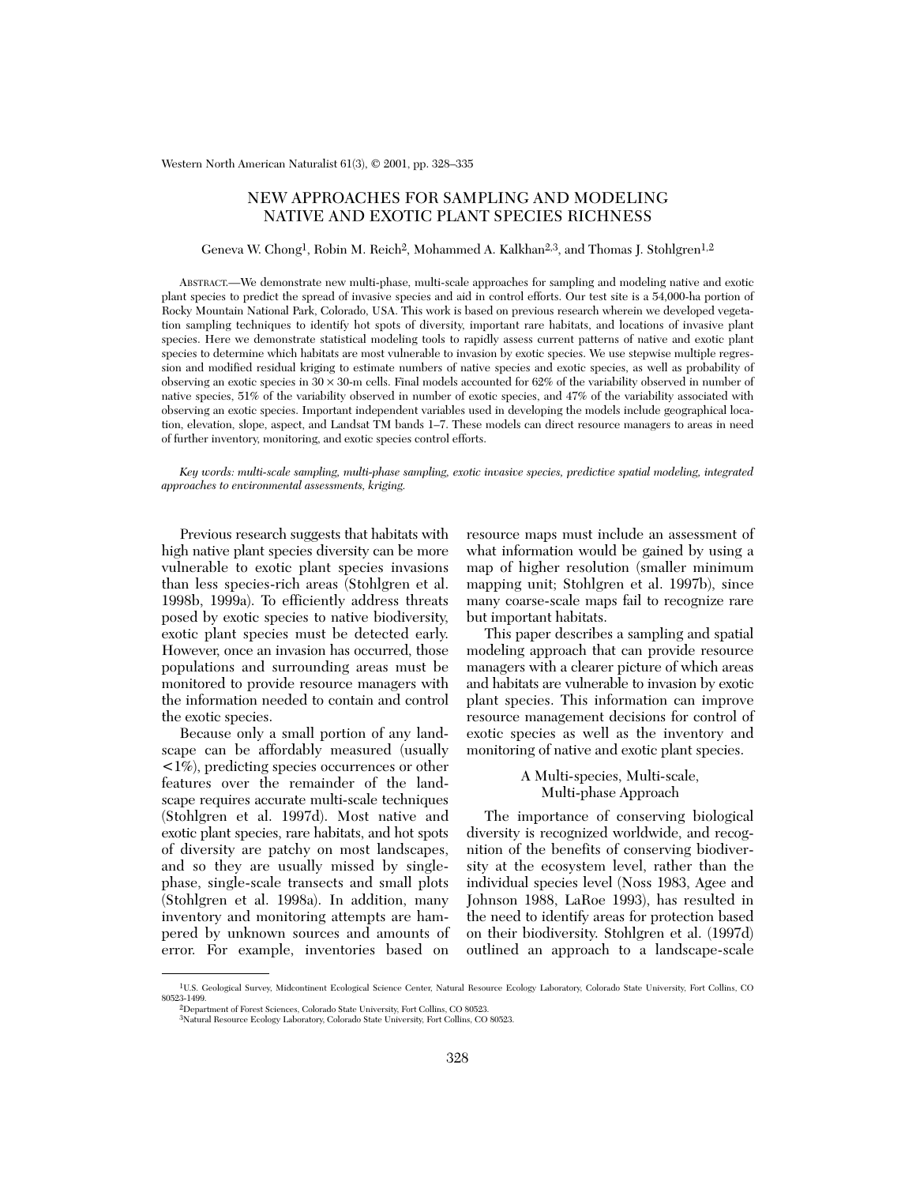# NEW APPROACHES FOR SAMPLING AND MODELING NATIVE AND EXOTIC PLANT SPECIES RICHNESS

Geneva W. Chong[1], Robin M. Reich[2], Mohammed A. Kalkhan[2,3], and Thomas J. Stohlgren[1,2]

ABSTRACT.—We demonstrate new multi-phase, multi-scale approaches for sampling and modeling native and exotic plant species to predict the spread of invasive species and aid in control efforts. Our test site is a 54,000-ha portion of Rocky Mountain National Park, Colorado, USA. This work is based on previous research wherein we developed vegetation sampling techniques to identify hot spots of diversity, important rare habitats, and locations of invasive plant species. Here we demonstrate statistical modeling tools to rapidly assess current patterns of native and exotic plant species to determine which habitats are most vulnerable to invasion by exotic species. We use stepwise multiple regression and modified residual kriging to estimate numbers of native species and exotic species, as well as probability of observing an exotic species in 30 × 30-m cells. Final models accounted for 62% of the variability observed in number of native species, 51% of the variability observed in number of exotic species, and 47% of the variability associated with observing an exotic species. Important independent variables used in developing the models include geographical location, elevation, slope, aspect, and Landsat TM bands 1–7. These models can direct resource managers to areas in need of further inventory, monitoring, and exotic species control efforts.

*Key words: multi-scale sampling, multi-phase sampling, exotic invasive species, predictive spatial modeling, integrated approaches to environmental assessments, kriging.*

Previous research suggests that habitats with high native plant species diversity can be more vulnerable to exotic plant species invasions than less species-rich areas (Stohlgren et al. 1998b, 1999a). To efficiently address threats posed by exotic species to native biodiversity, exotic plant species must be detected early. However, once an invasion has occurred, those populations and surrounding areas must be monitored to provide resource managers with the information needed to contain and control the exotic species.

Because only a small portion of any landscape can be affordably measured (usually <1%), predicting species occurrences or other features over the remainder of the landscape requires accurate multi-scale techniques (Stohlgren et al. 1997d). Most native and exotic plant species, rare habitats, and hot spots of diversity are patchy on most landscapes, and so they are usually missed by single-phase, single-scale transects and small plots (Stohlgren et al. 1998a). In addition, many inventory and monitoring attempts are hampered by unknown sources and amounts of error. For example, inventories based on resource maps must include an assessment of what information would be gained by using a map of higher resolution (smaller minimum mapping unit; Stohlgren et al. 1997b), since many coarse-scale maps fail to recognize rare but important habitats.

This paper describes a sampling and spatial modeling approach that can provide resource managers with a clearer picture of which areas and habitats are vulnerable to invasion by exotic plant species. This information can improve resource management decisions for control of exotic species as well as the inventory and monitoring of native and exotic plant species.

## A Multi-species, Multi-scale, Multi-phase Approach

The importance of conserving biological diversity is recognized worldwide, and recognition of the benefits of conserving biodiversity at the ecosystem level, rather than the individual species level (Noss 1983, Agee and Johnson 1988, LaRoe 1993), has resulted in the need to identify areas for protection based on their biodiversity. Stohlgren et al. (1997d) outlined an approach to a landscape-scale

---

[1]U.S. Geological Survey, Midcontinent Ecological Science Center, Natural Resource Ecology Laboratory, Colorado State University, Fort Collins, CO 80523-1499.

[2]Department of Forest Sciences, Colorado State University, Fort Collins, CO 80523.

[3]Natural Resource Ecology Laboratory, Colorado State University, Fort Collins, CO 80523.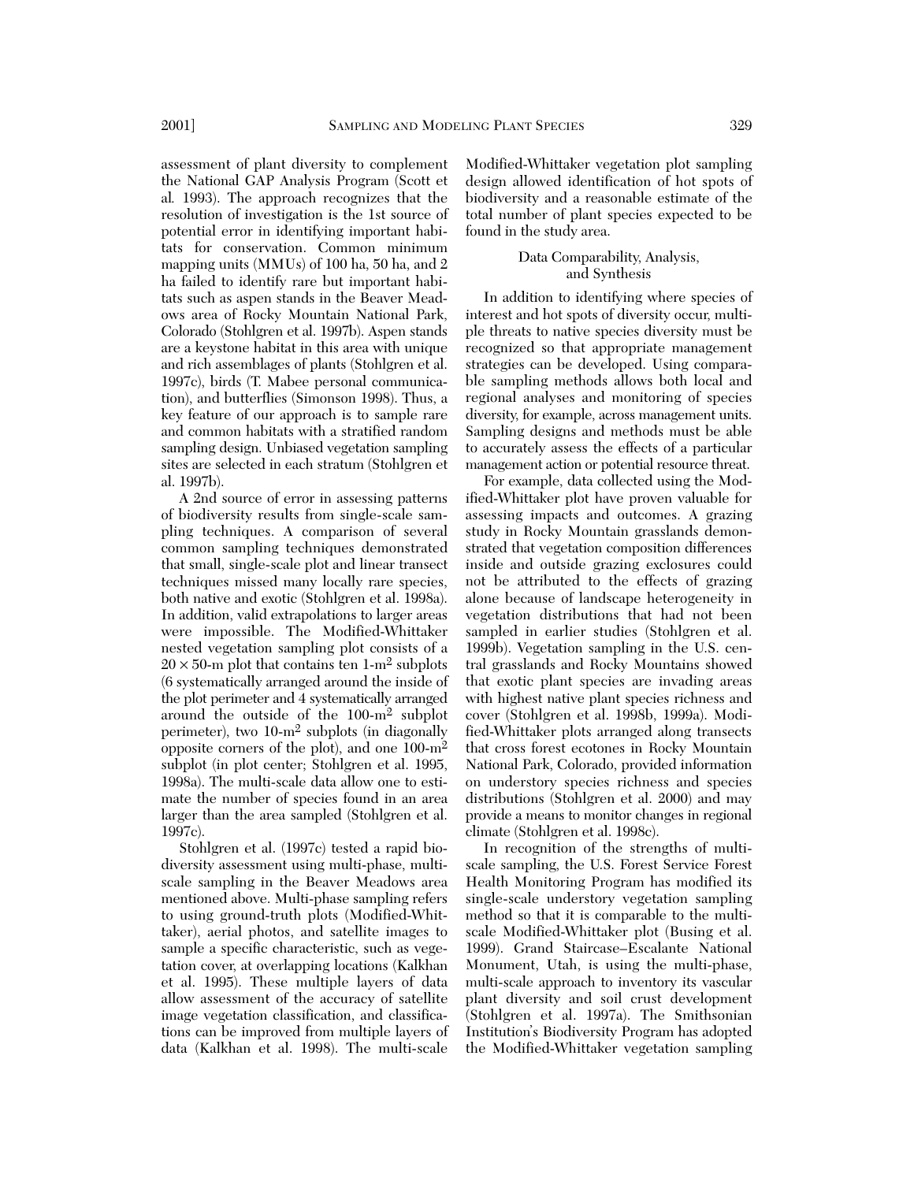assessment of plant diversity to complement the National GAP Analysis Program (Scott et al. 1993). The approach recognizes that the resolution of investigation is the 1st source of potential error in identifying important habitats for conservation. Common minimum mapping units (MMUs) of 100 ha, 50 ha, and 2 ha failed to identify rare but important habitats such as aspen stands in the Beaver Meadows area of Rocky Mountain National Park, Colorado (Stohlgren et al. 1997b). Aspen stands are a keystone habitat in this area with unique and rich assemblages of plants (Stohlgren et al. 1997c), birds (T. Mabee personal communication), and butterflies (Simonson 1998). Thus, a key feature of our approach is to sample rare and common habitats with a stratified random sampling design. Unbiased vegetation sampling sites are selected in each stratum (Stohlgren et al. 1997b).

A 2nd source of error in assessing patterns of biodiversity results from single-scale sampling techniques. A comparison of several common sampling techniques demonstrated that small, single-scale plot and linear transect techniques missed many locally rare species, both native and exotic (Stohlgren et al. 1998a). In addition, valid extrapolations to larger areas were impossible. The Modified-Whittaker nested vegetation sampling plot consists of a $20 \times 50$-m plot that contains ten 1-m$^2$ subplots (6 systematically arranged around the inside of the plot perimeter and 4 systematically arranged around the outside of the 100-m$^2$ subplot perimeter), two 10-m$^2$ subplots (in diagonally opposite corners of the plot), and one 100-m$^2$ subplot (in plot center; Stohlgren et al. 1995, 1998a). The multi-scale data allow one to estimate the number of species found in an area larger than the area sampled (Stohlgren et al. 1997c).

Stohlgren et al. (1997c) tested a rapid biodiversity assessment using multi-phase, multi-scale sampling in the Beaver Meadows area mentioned above. Multi-phase sampling refers to using ground-truth plots (Modified-Whittaker), aerial photos, and satellite images to sample a specific characteristic, such as vegetation cover, at overlapping locations (Kalkhan et al. 1995). These multiple layers of data allow assessment of the accuracy of satellite image vegetation classification, and classifications can be improved from multiple layers of data (Kalkhan et al. 1998). The multi-scale Modified-Whittaker vegetation plot sampling design allowed identification of hot spots of biodiversity and a reasonable estimate of the total number of plant species expected to be found in the study area.

## Data Comparability, Analysis, and Synthesis

In addition to identifying where species of interest and hot spots of diversity occur, multiple threats to native species diversity must be recognized so that appropriate management strategies can be developed. Using comparable sampling methods allows both local and regional analyses and monitoring of species diversity, for example, across management units. Sampling designs and methods must be able to accurately assess the effects of a particular management action or potential resource threat.

For example, data collected using the Modified-Whittaker plot have proven valuable for assessing impacts and outcomes. A grazing study in Rocky Mountain grasslands demonstrated that vegetation composition differences inside and outside grazing exclosures could not be attributed to the effects of grazing alone because of landscape heterogeneity in vegetation distributions that had not been sampled in earlier studies (Stohlgren et al. 1999b). Vegetation sampling in the U.S. central grasslands and Rocky Mountains showed that exotic plant species are invading areas with highest native plant species richness and cover (Stohlgren et al. 1998b, 1999a). Modified-Whittaker plots arranged along transects that cross forest ecotones in Rocky Mountain National Park, Colorado, provided information on understory species richness and species distributions (Stohlgren et al. 2000) and may provide a means to monitor changes in regional climate (Stohlgren et al. 1998c).

In recognition of the strengths of multi-scale sampling, the U.S. Forest Service Forest Health Monitoring Program has modified its single-scale understory vegetation sampling method so that it is comparable to the multi-scale Modified-Whittaker plot (Busing et al. 1999). Grand Staircase–Escalante National Monument, Utah, is using the multi-phase, multi-scale approach to inventory its vascular plant diversity and soil crust development (Stohlgren et al. 1997a). The Smithsonian Institution's Biodiversity Program has adopted the Modified-Whittaker vegetation sampling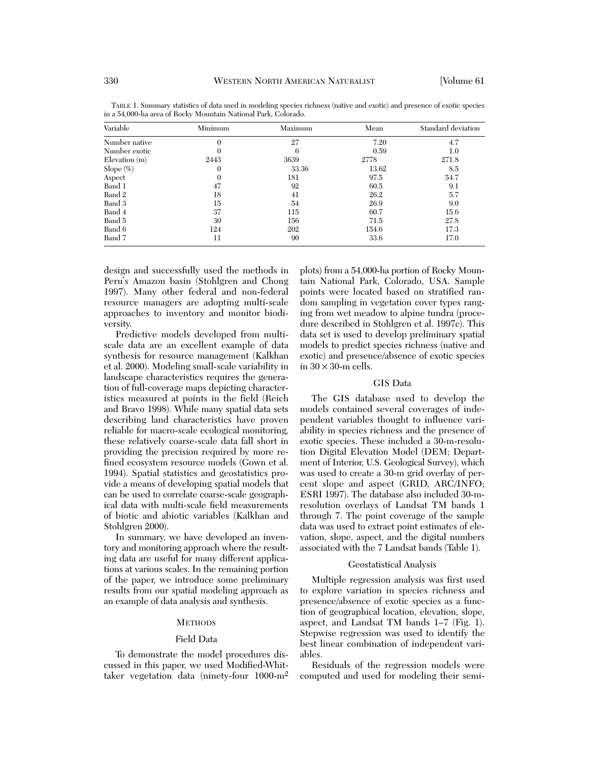TABLE 1. Summary statistics of data used in modeling species richness (native and exotic) and presence of exotic species in a 54,000-ha area of Rocky Mountain National Park, Colorado.

| Variable | Minimum | Maximum | Mean | Standard deviation |
|---|---|---|---|---|
| Number native | 0 | 27 | 7.20 | 4.7 |
| Number exotic | 0 | 6 | 0.59 | 1.0 |
| Elevation (m) | 2443 | 3639 | 2778 | 271.8 |
| Slope (%) | 0 | 33.36 | 13.62 | 8.5 |
| Aspect | 0 | 181 | 97.5 | 54.7 |
| Band 1 | 47 | 92 | 60.5 | 9.1 |
| Band 2 | 18 | 41 | 26.2 | 5.7 |
| Band 3 | 15 | 54 | 26.9 | 9.0 |
| Band 4 | 37 | 115 | 60.7 | 15.6 |
| Band 5 | 30 | 156 | 71.5 | 27.8 |
| Band 6 | 124 | 202 | 154.6 | 17.3 |
| Band 7 | 11 | 90 | 33.6 | 17.0 |

design and successfully used the methods in Peru's Amazon basin (Stohlgren and Chong 1997). Many other federal and non-federal resource managers are adopting multi-scale approaches to inventory and monitor biodiversity.

Predictive models developed from multi-scale data are an excellent example of data synthesis for resource management (Kalkhan et al. 2000). Modeling small-scale variability in landscape characteristics requires the generation of full-coverage maps depicting characteristics measured at points in the field (Reich and Bravo 1998). While many spatial data sets describing land characteristics have proven reliable for macro-scale ecological monitoring, these relatively coarse-scale data fall short in providing the precision required by more refined ecosystem resource models (Gown et al. 1994). Spatial statistics and geostatistics provide a means of developing spatial models that can be used to correlate coarse-scale geographical data with multi-scale field measurements of biotic and abiotic variables (Kalkhan and Stohlgren 2000).

In summary, we have developed an inventory and monitoring approach where the resulting data are useful for many different applications at various scales. In the remaining portion of the paper, we introduce some preliminary results from our spatial modeling approach as an example of data analysis and synthesis.

## METHODS

### Field Data

To demonstrate the model procedures discussed in this paper, we used Modified-Whittaker vegetation data (ninety-four 1000-m$^2$ plots) from a 54,000-ha portion of Rocky Mountain National Park, Colorado, USA. Sample points were located based on stratified random sampling in vegetation cover types ranging from wet meadow to alpine tundra (procedure described in Stohlgren et al. 1997c). This data set is used to develop preliminary spatial models to predict species richness (native and exotic) and presence/absence of exotic species in $30 \times 30$-m cells.

### GIS Data

The GIS database used to develop the models contained several coverages of independent variables thought to influence variability in species richness and the presence of exotic species. These included a 30-m-resolution Digital Elevation Model (DEM; Department of Interior, U.S. Geological Survey), which was used to create a 30-m grid overlay of percent slope and aspect (GRID, ARC/INFO; ESRI 1997). The database also included 30-m-resolution overlays of Landsat TM bands 1 through 7. The point coverage of the sample data was used to extract point estimates of elevation, slope, aspect, and the digital numbers associated with the 7 Landsat bands (Table 1).

### Geostatistical Analysis

Multiple regression analysis was first used to explore variation in species richness and presence/absence of exotic species as a function of geographical location, elevation, slope, aspect, and Landsat TM bands 1–7 (Fig. 1). Stepwise regression was used to identify the best linear combination of independent variables.

Residuals of the regression models were computed and used for modeling their semi-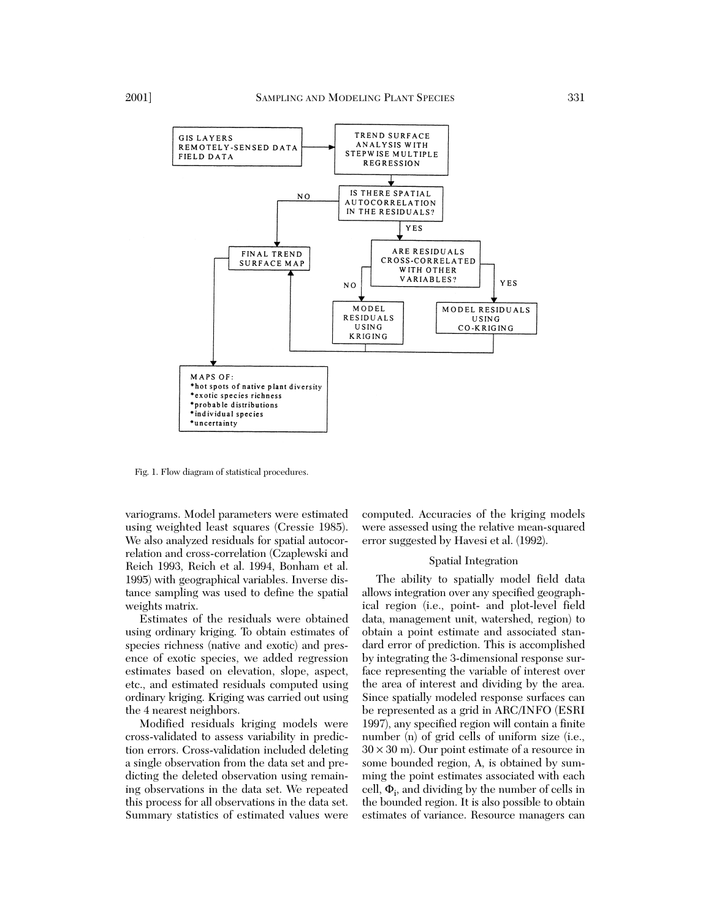GIS LAYERS
REMOTELY-SENSED DATA
FIELD DATA

TREND SURFACE ANALYSIS WITH STEPWISE MULTIPLE REGRESSION

IS THERE SPATIAL AUTOCORRELATION IN THE RESIDUALS?

NO

YES

FINAL TREND SURFACE MAP

ARE RESIDUALS CROSS-CORRELATED WITH OTHER VARIABLES?

NO

YES

MODEL RESIDUALS USING KRIGING

MODEL RESIDUALS USING CO-KRIGING

MAPS OF:
- hot spots of native plant diversity
- exotic species richness
- probable distributions
- individual species
- uncertainty

Fig. 1. Flow diagram of statistical procedures.

variograms. Model parameters were estimated using weighted least squares (Cressie 1985). We also analyzed residuals for spatial autocorrelation and cross-correlation (Czaplewski and Reich 1993, Reich et al. 1994, Bonham et al. 1995) with geographical variables. Inverse distance sampling was used to define the spatial weights matrix.

Estimates of the residuals were obtained using ordinary kriging. To obtain estimates of species richness (native and exotic) and presence of exotic species, we added regression estimates based on elevation, slope, aspect, etc., and estimated residuals computed using ordinary kriging. Kriging was carried out using the 4 nearest neighbors.

Modified residuals kriging models were cross-validated to assess variability in prediction errors. Cross-validation included deleting a single observation from the data set and predicting the deleted observation using remaining observations in the data set. We repeated this process for all observations in the data set. Summary statistics of estimated values were computed. Accuracies of the kriging models were assessed using the relative mean-squared error suggested by Havesi et al. (1992).

### Spatial Integration

The ability to spatially model field data allows integration over any specified geographical region (i.e., point- and plot-level field data, management unit, watershed, region) to obtain a point estimate and associated standard error of prediction. This is accomplished by integrating the 3-dimensional response surface representing the variable of interest over the area of interest and dividing by the area. Since spatially modeled response surfaces can be represented as a grid in ARC/INFO (ESRI 1997), any specified region will contain a finite number (n) of grid cells of uniform size (i.e., $30 \times 30$ m). Our point estimate of a resource in some bounded region, A, is obtained by summing the point estimates associated with each cell, $\Phi_i$, and dividing by the number of cells in the bounded region. It is also possible to obtain estimates of variance. Resource managers can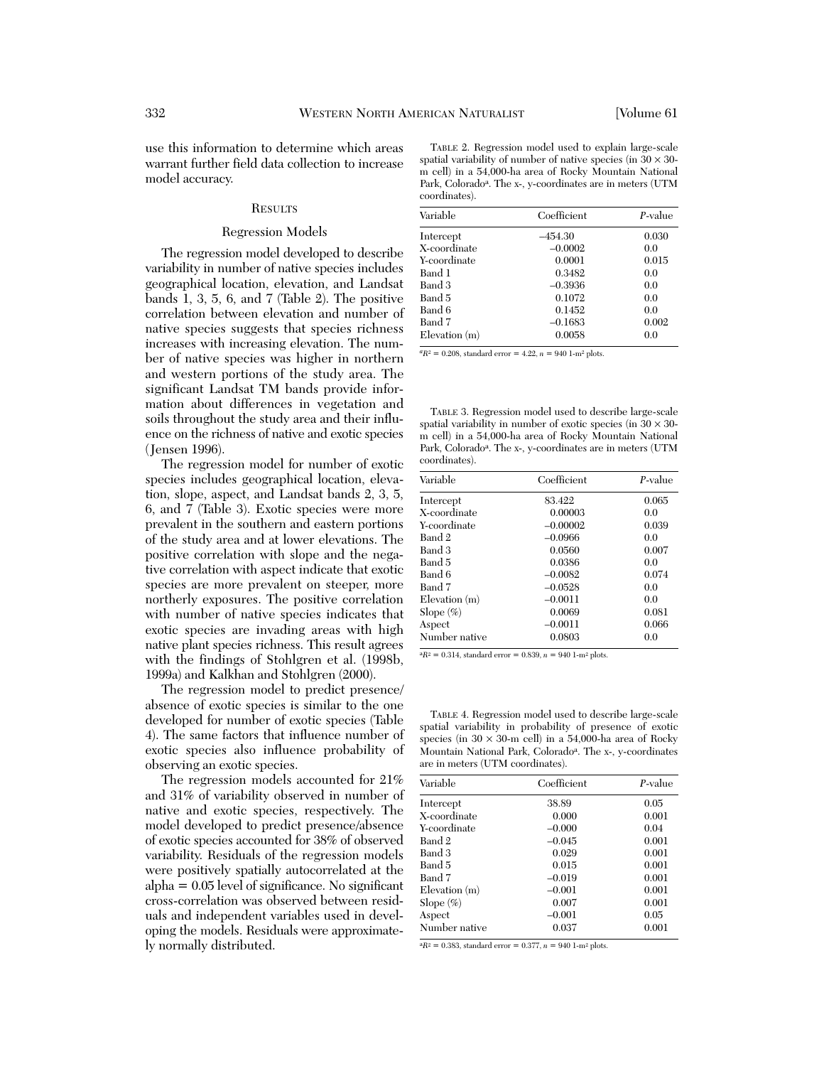use this information to determine which areas warrant further field data collection to increase model accuracy.

## Results

### Regression Models

The regression model developed to describe variability in number of native species includes geographical location, elevation, and Landsat bands 1, 3, 5, 6, and 7 (Table 2). The positive correlation between elevation and number of native species suggests that species richness increases with increasing elevation. The number of native species was higher in northern and western portions of the study area. The significant Landsat TM bands provide information about differences in vegetation and soils throughout the study area and their influence on the richness of native and exotic species (Jensen 1996).

The regression model for number of exotic species includes geographical location, elevation, slope, aspect, and Landsat bands 2, 3, 5, 6, and 7 (Table 3). Exotic species were more prevalent in the southern and eastern portions of the study area and at lower elevations. The positive correlation with slope and the negative correlation with aspect indicate that exotic species are more prevalent on steeper, more northerly exposures. The positive correlation with number of native species indicates that exotic species are invading areas with high native plant species richness. This result agrees with the findings of Stohlgren et al. (1998b, 1999a) and Kalkhan and Stohlgren (2000).

The regression model to predict presence/absence of exotic species is similar to the one developed for number of exotic species (Table 4). The same factors that influence number of exotic species also influence probability of observing an exotic species.

The regression models accounted for 21% and 31% of variability observed in number of native and exotic species, respectively. The model developed to predict presence/absence of exotic species accounted for 38% of observed variability. Residuals of the regression models were positively spatially autocorrelated at the alpha = 0.05 level of significance. No significant cross-correlation was observed between residuals and independent variables used in developing the models. Residuals were approximately normally distributed.

Table 2. Regression model used to explain large-scale spatial variability of number of native species (in 30 × 30-m cell) in a 54,000-ha area of Rocky Mountain National Park, Colorado[a]. The x-, y-coordinates are in meters (UTM coordinates).

| Variable | Coefficient | *P*-value |
|---|---|---|
| Intercept | −454.30 | 0.030 |
| X-coordinate | −0.0002 | 0.0 |
| Y-coordinate | 0.0001 | 0.015 |
| Band 1 | 0.3482 | 0.0 |
| Band 3 | −0.3936 | 0.0 |
| Band 5 | 0.1072 | 0.0 |
| Band 6 | 0.1452 | 0.0 |
| Band 7 | −0.1683 | 0.002 |
| Elevation (m) | 0.0058 | 0.0 |

[a]$R^2$ = 0.208, standard error = 4.22, $n$ = 940 1-m² plots.

Table 3. Regression model used to describe large-scale spatial variability in number of exotic species (in 30 × 30-m cell) in a 54,000-ha area of Rocky Mountain National Park, Colorado[a]. The x-, y-coordinates are in meters (UTM coordinates).

| Variable | Coefficient | *P*-value |
|---|---|---|
| Intercept | 83.422 | 0.065 |
| X-coordinate | 0.00003 | 0.0 |
| Y-coordinate | −0.00002 | 0.039 |
| Band 2 | −0.0966 | 0.0 |
| Band 3 | 0.0560 | 0.007 |
| Band 5 | 0.0386 | 0.0 |
| Band 6 | −0.0082 | 0.074 |
| Band 7 | −0.0528 | 0.0 |
| Elevation (m) | −0.0011 | 0.0 |
| Slope (%) | 0.0069 | 0.081 |
| Aspect | −0.0011 | 0.066 |
| Number native | 0.0803 | 0.0 |

[a]$R^2$ = 0.314, standard error = 0.839, $n$ = 940 1-m² plots.

Table 4. Regression model used to describe large-scale spatial variability in probability of presence of exotic species (in 30 × 30-m cell) in a 54,000-ha area of Rocky Mountain National Park, Colorado[a]. The x-, y-coordinates are in meters (UTM coordinates).

| Variable | Coefficient | *P*-value |
|---|---|---|
| Intercept | 38.89 | 0.05 |
| X-coordinate | 0.000 | 0.001 |
| Y-coordinate | −0.000 | 0.04 |
| Band 2 | −0.045 | 0.001 |
| Band 3 | 0.029 | 0.001 |
| Band 5 | 0.015 | 0.001 |
| Band 7 | −0.019 | 0.001 |
| Elevation (m) | −0.001 | 0.001 |
| Slope (%) | 0.007 | 0.001 |
| Aspect | −0.001 | 0.05 |
| Number native | 0.037 | 0.001 |

[a]$R^2$ = 0.383, standard error = 0.377, $n$ = 940 1-m² plots.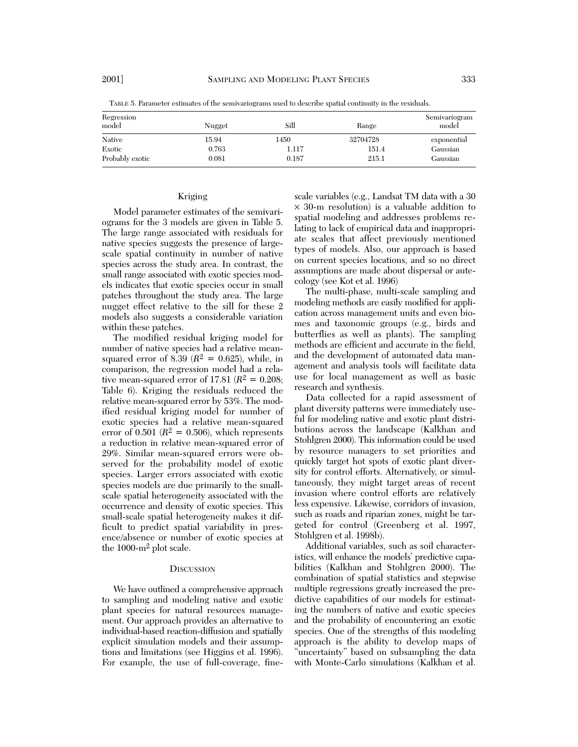TABLE 5. Parameter estimates of the semivariograms used to describe spatial continuity in the residuals.

| Regression model | Nugget | Sill | Range | Semivariogram model |
|---|---|---|---|---|
| Native | 15.94 | 1450 | 32704728 | exponential |
| Exotic | 0.763 | 1.117 | 151.4 | Gaussian |
| Probably exotic | 0.081 | 0.187 | 215.1 | Gaussian |

### Kriging

Model parameter estimates of the semivariograms for the 3 models are given in Table 5. The large range associated with residuals for native species suggests the presence of large-scale spatial continuity in number of native species across the study area. In contrast, the small range associated with exotic species models indicates that exotic species occur in small patches throughout the study area. The large nugget effect relative to the sill for these 2 models also suggests a considerable variation within these patches.

The modified residual kriging model for number of native species had a relative mean-squared error of 8.39 ($R^2 = 0.625$), while, in comparison, the regression model had a relative mean-squared error of 17.81 ($R^2 = 0.208$; Table 6). Kriging the residuals reduced the relative mean-squared error by 53%. The modified residual kriging model for number of exotic species had a relative mean-squared error of 0.501 ($R^2 = 0.506$), which represents a reduction in relative mean-squared error of 29%. Similar mean-squared errors were observed for the probability model of exotic species. Larger errors associated with exotic species models are due primarily to the small-scale spatial heterogeneity associated with the occurrence and density of exotic species. This small-scale spatial heterogeneity makes it difficult to predict spatial variability in presence/absence or number of exotic species at the 1000-m$^2$ plot scale.

## DISCUSSION

We have outlined a comprehensive approach to sampling and modeling native and exotic plant species for natural resources management. Our approach provides an alternative to individual-based reaction-diffusion and spatially explicit simulation models and their assumptions and limitations (see Higgins et al. 1996). For example, the use of full-coverage, fine-scale variables (e.g., Landsat TM data with a 30 × 30-m resolution) is a valuable addition to spatial modeling and addresses problems relating to lack of empirical data and inappropriate scales that affect previously mentioned types of models. Also, our approach is based on current species locations, and so no direct assumptions are made about dispersal or autecology (see Kot et al. 1996)

The multi-phase, multi-scale sampling and modeling methods are easily modified for application across management units and even biomes and taxonomic groups (e.g., birds and butterflies as well as plants). The sampling methods are efficient and accurate in the field, and the development of automated data management and analysis tools will facilitate data use for local management as well as basic research and synthesis.

Data collected for a rapid assessment of plant diversity patterns were immediately useful for modeling native and exotic plant distributions across the landscape (Kalkhan and Stohlgren 2000). This information could be used by resource managers to set priorities and quickly target hot spots of exotic plant diversity for control efforts. Alternatively, or simultaneously, they might target areas of recent invasion where control efforts are relatively less expensive. Likewise, corridors of invasion, such as roads and riparian zones, might be targeted for control (Greenberg et al. 1997, Stohlgren et al. 1998b).

Additional variables, such as soil characteristics, will enhance the models' predictive capabilities (Kalkhan and Stohlgren 2000). The combination of spatial statistics and stepwise multiple regressions greatly increased the predictive capabilities of our models for estimating the numbers of native and exotic species and the probability of encountering an exotic species. One of the strengths of this modeling approach is the ability to develop maps of "uncertainty" based on subsampling the data with Monte-Carlo simulations (Kalkhan et al.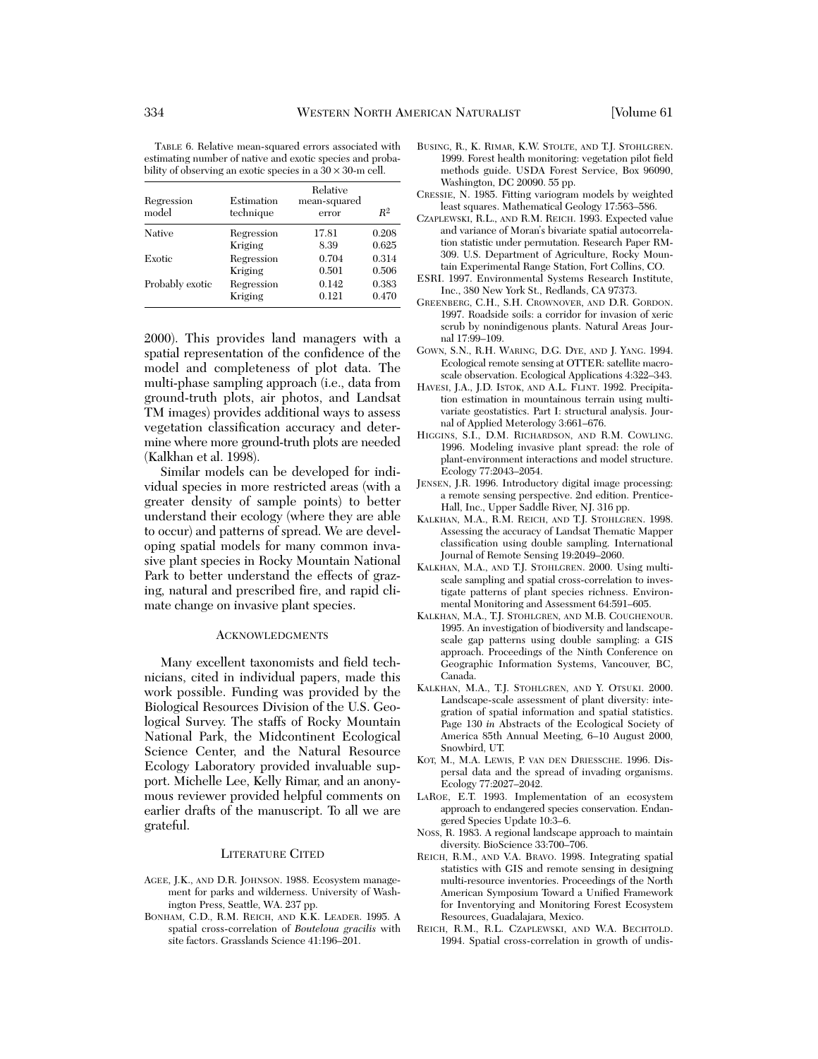TABLE 6. Relative mean-squared errors associated with estimating number of native and exotic species and probability of observing an exotic species in a 30 × 30-m cell.

| Regression model | Estimation technique | Relative mean-squared error | $R^2$ |
|---|---|---|---|
| Native | Regression | 17.81 | 0.208 |
| | Kriging | 8.39 | 0.625 |
| Exotic | Regression | 0.704 | 0.314 |
| | Kriging | 0.501 | 0.506 |
| Probably exotic | Regression | 0.142 | 0.383 |
| | Kriging | 0.121 | 0.470 |

2000). This provides land managers with a spatial representation of the confidence of the model and completeness of plot data. The multi-phase sampling approach (i.e., data from ground-truth plots, air photos, and Landsat TM images) provides additional ways to assess vegetation classification accuracy and determine where more ground-truth plots are needed (Kalkhan et al. 1998).

Similar models can be developed for individual species in more restricted areas (with a greater density of sample points) to better understand their ecology (where they are able to occur) and patterns of spread. We are developing spatial models for many common invasive plant species in Rocky Mountain National Park to better understand the effects of grazing, natural and prescribed fire, and rapid climate change on invasive plant species.

## ACKNOWLEDGMENTS

Many excellent taxonomists and field technicians, cited in individual papers, made this work possible. Funding was provided by the Biological Resources Division of the U.S. Geological Survey. The staffs of Rocky Mountain National Park, the Midcontinent Ecological Science Center, and the Natural Resource Ecology Laboratory provided invaluable support. Michelle Lee, Kelly Rimar, and an anonymous reviewer provided helpful comments on earlier drafts of the manuscript. To all we are grateful.

## LITERATURE CITED

AGEE, J.K., AND D.R. JOHNSON. 1988. Ecosystem management for parks and wilderness. University of Washington Press, Seattle, WA. 237 pp.

BONHAM, C.D., R.M. REICH, AND K.K. LEADER. 1995. A spatial cross-correlation of *Bouteloua gracilis* with site factors. Grasslands Science 41:196–201.

BUSING, R., K. RIMAR, K.W. STOLTE, AND T.J. STOHLGREN. 1999. Forest health monitoring: vegetation pilot field methods guide. USDA Forest Service, Box 96090, Washington, DC 20090. 55 pp.

CRESSIE, N. 1985. Fitting variogram models by weighted least squares. Mathematical Geology 17:563–586.

CZAPLEWSKI, R.L., AND R.M. REICH. 1993. Expected value and variance of Moran's bivariate spatial autocorrelation statistic under permutation. Research Paper RM-309. U.S. Department of Agriculture, Rocky Mountain Experimental Range Station, Fort Collins, CO.

ESRI. 1997. Environmental Systems Research Institute, Inc., 380 New York St., Redlands, CA 97373.

GREENBERG, C.H., S.H. CROWNOVER, AND D.R. GORDON. 1997. Roadside soils: a corridor for invasion of xeric scrub by nonindigenous plants. Natural Areas Journal 17:99–109.

GOWN, S.N., R.H. WARING, D.G. DYE, AND J. YANG. 1994. Ecological remote sensing at OTTER: satellite macroscale observation. Ecological Applications 4:322–343.

HAVESI, J.A., J.D. ISTOK, AND A.L. FLINT. 1992. Precipitation estimation in mountainous terrain using multivariate geostatistics. Part I: structural analysis. Journal of Applied Meterology 3:661–676.

HIGGINS, S.I., D.M. RICHARDSON, AND R.M. COWLING. 1996. Modeling invasive plant spread: the role of plant-environment interactions and model structure. Ecology 77:2043–2054.

JENSEN, J.R. 1996. Introductory digital image processing: a remote sensing perspective. 2nd edition. Prentice-Hall, Inc., Upper Saddle River, NJ. 316 pp.

KALKHAN, M.A., R.M. REICH, AND T.J. STOHLGREN. 1998. Assessing the accuracy of Landsat Thematic Mapper classification using double sampling. International Journal of Remote Sensing 19:2049–2060.

KALKHAN, M.A., AND T.J. STOHLGREN. 2000. Using multiscale sampling and spatial cross-correlation to investigate patterns of plant species richness. Environmental Monitoring and Assessment 64:591–605.

KALKHAN, M.A., T.J. STOHLGREN, AND M.B. COUGHENOUR. 1995. An investigation of biodiversity and landscape-scale gap patterns using double sampling: a GIS approach. Proceedings of the Ninth Conference on Geographic Information Systems, Vancouver, BC, Canada.

KALKHAN, M.A., T.J. STOHLGREN, AND Y. OTSUKI. 2000. Landscape-scale assessment of plant diversity: integration of spatial information and spatial statistics. Page 130 *in* Abstracts of the Ecological Society of America 85th Annual Meeting, 6–10 August 2000, Snowbird, UT.

KOT, M., M.A. LEWIS, P. VAN DEN DRIESSCHE. 1996. Dispersal data and the spread of invading organisms. Ecology 77:2027–2042.

LAROE, E.T. 1993. Implementation of an ecosystem approach to endangered species conservation. Endangered Species Update 10:3–6.

NOSS, R. 1983. A regional landscape approach to maintain diversity. BioScience 33:700–706.

REICH, R.M., AND V.A. BRAVO. 1998. Integrating spatial statistics with GIS and remote sensing in designing multi-resource inventories. Proceedings of the North American Symposium Toward a Unified Framework for Inventorying and Monitoring Forest Ecosystem Resources, Guadalajara, Mexico.

REICH, R.M., R.L. CZAPLEWSKI, AND W.A. BECHTOLD. 1994. Spatial cross-correlation in growth of undis-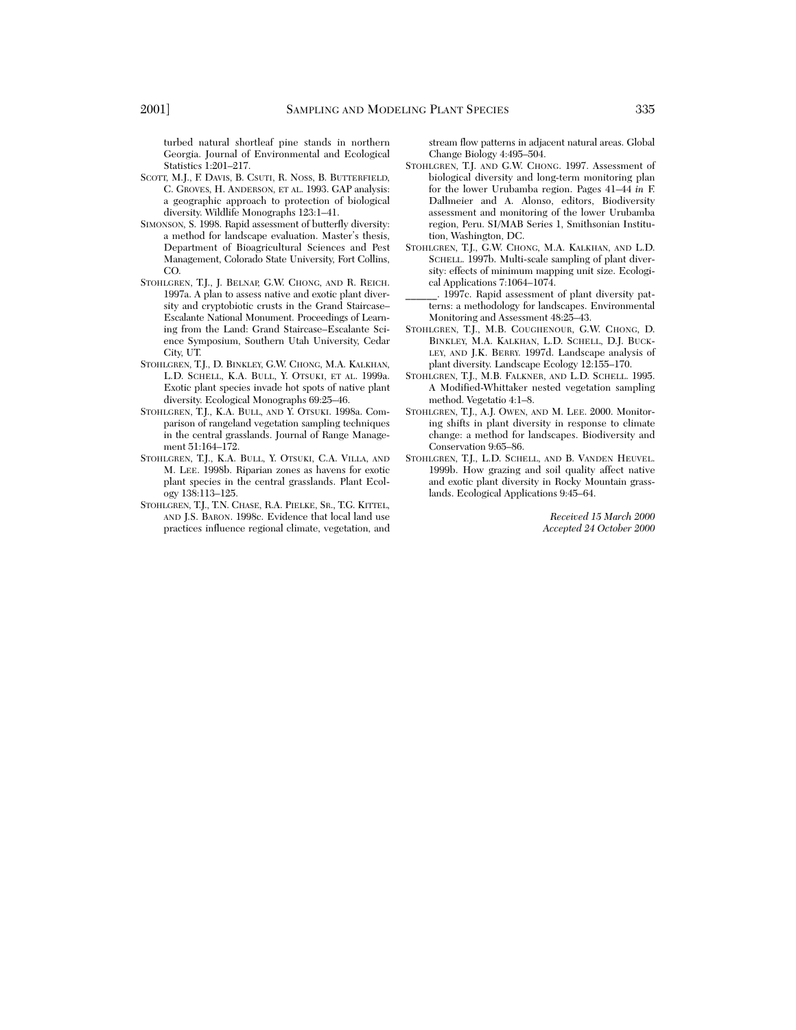turbed natural shortleaf pine stands in northern Georgia. Journal of Environmental and Ecological Statistics 1:201–217.

SCOTT, M.J., F. DAVIS, B. CSUTI, R. NOSS, B. BUTTERFIELD, C. GROVES, H. ANDERSON, ET AL. 1993. GAP analysis: a geographic approach to protection of biological diversity. Wildlife Monographs 123:1–41.

SIMONSON, S. 1998. Rapid assessment of butterfly diversity: a method for landscape evaluation. Master's thesis, Department of Bioagricultural Sciences and Pest Management, Colorado State University, Fort Collins, CO.

STOHLGREN, T.J., J. BELNAP, G.W. CHONG, AND R. REICH. 1997a. A plan to assess native and exotic plant diversity and cryptobiotic crusts in the Grand Staircase–Escalante National Monument. Proceedings of Learning from the Land: Grand Staircase–Escalante Science Symposium, Southern Utah University, Cedar City, UT.

STOHLGREN, T.J., D. BINKLEY, G.W. CHONG, M.A. KALKHAN, L.D. SCHELL, K.A. BULL, Y. OTSUKI, ET AL. 1999a. Exotic plant species invade hot spots of native plant diversity. Ecological Monographs 69:25–46.

STOHLGREN, T.J., K.A. BULL, AND Y. OTSUKI. 1998a. Comparison of rangeland vegetation sampling techniques in the central grasslands. Journal of Range Management 51:164–172.

STOHLGREN, T.J., K.A. BULL, Y. OTSUKI, C.A. VILLA, AND M. LEE. 1998b. Riparian zones as havens for exotic plant species in the central grasslands. Plant Ecology 138:113–125.

STOHLGREN, T.J., T.N. CHASE, R.A. PIELKE, SR., T.G. KITTEL, AND J.S. BARON. 1998c. Evidence that local land use practices influence regional climate, vegetation, and stream flow patterns in adjacent natural areas. Global Change Biology 4:495–504.

STOHLGREN, T.J. AND G.W. CHONG. 1997. Assessment of biological diversity and long-term monitoring plan for the lower Urubamba region. Pages 41–44 *in* F. Dallmeier and A. Alonso, editors, Biodiversity assessment and monitoring of the lower Urubamba region, Peru. SI/MAB Series 1, Smithsonian Institution, Washington, DC.

STOHLGREN, T.J., G.W. CHONG, M.A. KALKHAN, AND L.D. SCHELL. 1997b. Multi-scale sampling of plant diversity: effects of minimum mapping unit size. Ecological Applications 7:1064–1074.

______. 1997c. Rapid assessment of plant diversity patterns: a methodology for landscapes. Environmental Monitoring and Assessment 48:25–43.

STOHLGREN, T.J., M.B. COUGHENOUR, G.W. CHONG, D. BINKLEY, M.A. KALKHAN, L.D. SCHELL, D.J. BUCKLEY, AND J.K. BERRY. 1997d. Landscape analysis of plant diversity. Landscape Ecology 12:155–170.

STOHLGREN, T.J., M.B. FALKNER, AND L.D. SCHELL. 1995. A Modified-Whittaker nested vegetation sampling method. Vegetatio 4:1–8.

STOHLGREN, T.J., A.J. OWEN, AND M. LEE. 2000. Monitoring shifts in plant diversity in response to climate change: a method for landscapes. Biodiversity and Conservation 9:65–86.

STOHLGREN, T.J., L.D. SCHELL, AND B. VANDEN HEUVEL. 1999b. How grazing and soil quality affect native and exotic plant diversity in Rocky Mountain grasslands. Ecological Applications 9:45–64.

*Received 15 March 2000*
*Accepted 24 October 2000*